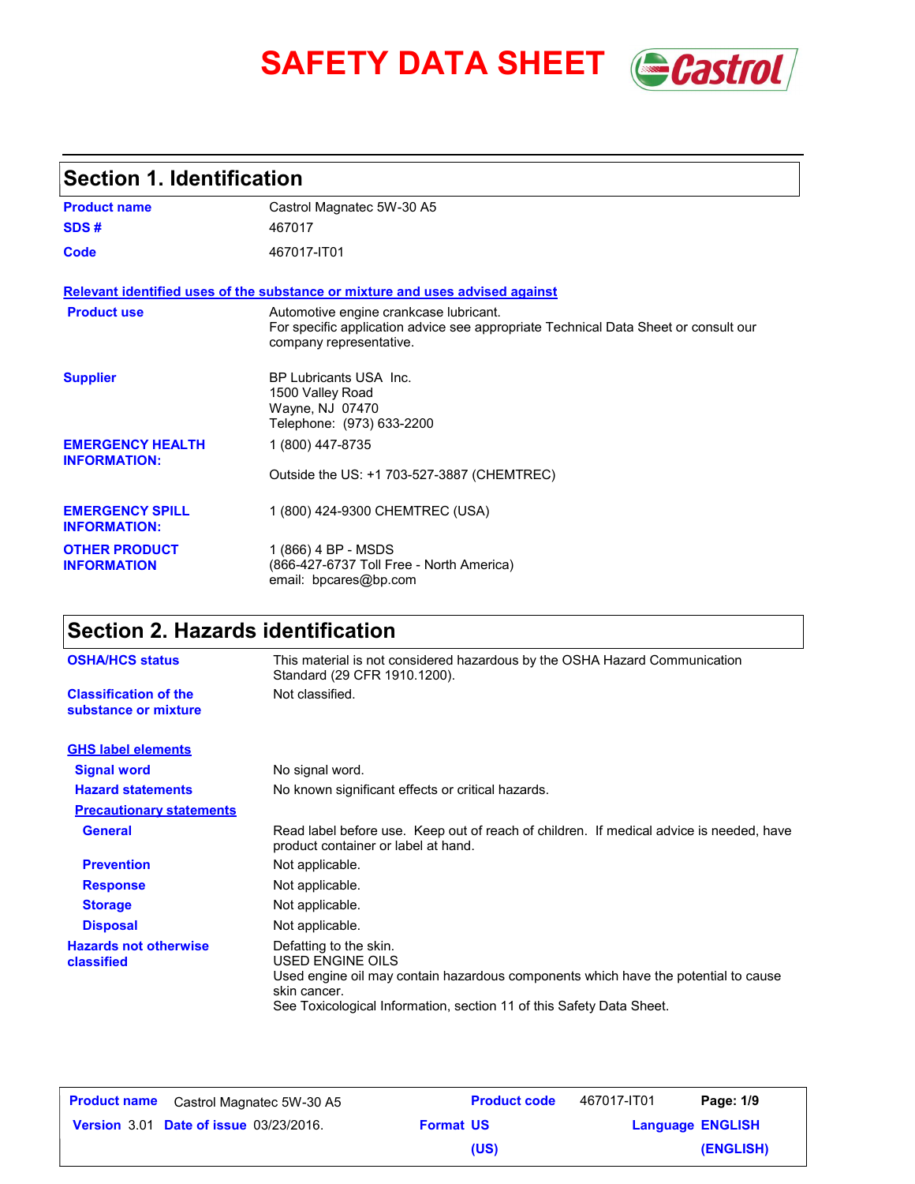# SAFETY DATA SHEET

## Section 1. Identification

| | |
|---|---|
| **Product name** | Castrol Magnatec 5W-30 A5 |
| **SDS #** | 467017 |
| **Code** | 467017-IT01 |

**Relevant identified uses of the substance or mixture and uses advised against**

| | |
|---|---|
| **Product use** | Automotive engine crankcase lubricant.<br>For specific application advice see appropriate Technical Data Sheet or consult our company representative. |
| **Supplier** | BP Lubricants USA Inc.<br>1500 Valley Road<br>Wayne, NJ 07470<br>Telephone: (973) 633-2200 |
| **EMERGENCY HEALTH INFORMATION:** | 1 (800) 447-8735<br><br>Outside the US: +1 703-527-3887 (CHEMTREC) |
| **EMERGENCY SPILL INFORMATION:** | 1 (800) 424-9300 CHEMTREC (USA) |
| **OTHER PRODUCT INFORMATION** | 1 (866) 4 BP - MSDS<br>(866-427-6737 Toll Free - North America)<br>email: bpcares@bp.com |

## Section 2. Hazards identification

| | |
|---|---|
| **OSHA/HCS status** | This material is not considered hazardous by the OSHA Hazard Communication Standard (29 CFR 1910.1200). |
| **Classification of the substance or mixture** | Not classified. |

**GHS label elements**

| | |
|---|---|
| **Signal word** | No signal word. |
| **Hazard statements** | No known significant effects or critical hazards. |

**Precautionary statements**

| | |
|---|---|
| **General** | Read label before use. Keep out of reach of children. If medical advice is needed, have product container or label at hand. |
| **Prevention** | Not applicable. |
| **Response** | Not applicable. |
| **Storage** | Not applicable. |
| **Disposal** | Not applicable. |
| **Hazards not otherwise classified** | Defatting to the skin.<br>USED ENGINE OILS<br>Used engine oil may contain hazardous components which have the potential to cause skin cancer.<br>See Toxicological Information, section 11 of this Safety Data Sheet. |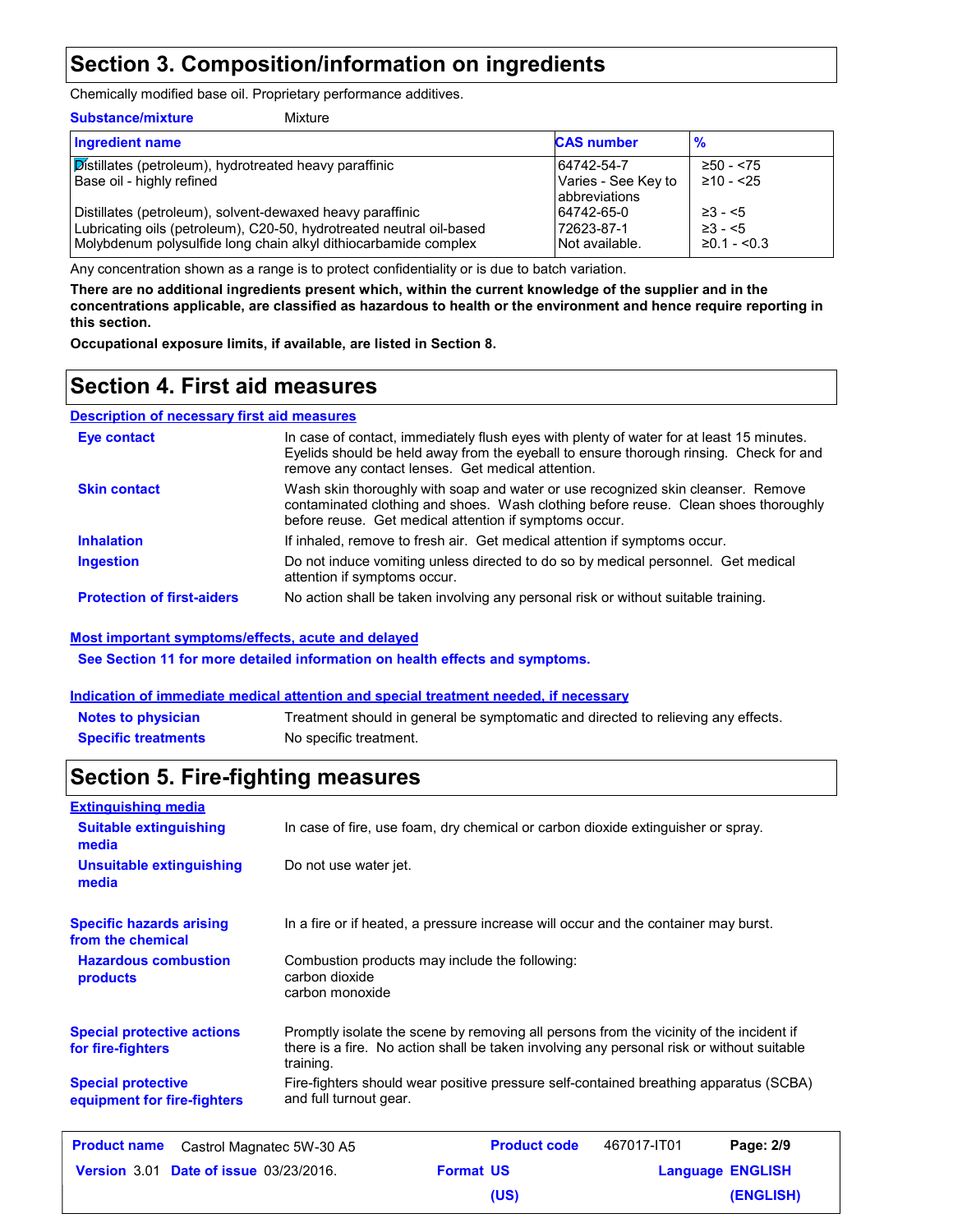# Section 3. Composition/information on ingredients

Chemically modified base oil. Proprietary performance additives.

**Substance/mixture** Mixture

| Ingredient name | CAS number | % |
|---|---|---|
| Distillates (petroleum), hydrotreated heavy paraffinic | 64742-54-7 | ≥50 - <75 |
| Base oil - highly refined | Varies - See Key to abbreviations | ≥10 - <25 |
| Distillates (petroleum), solvent-dewaxed heavy paraffinic | 64742-65-0 | ≥3 - <5 |
| Lubricating oils (petroleum), C20-50, hydrotreated neutral oil-based | 72623-87-1 | ≥3 - <5 |
| Molybdenum polysulfide long chain alkyl dithiocarbamide complex | Not available. | ≥0.1 - <0.3 |

Any concentration shown as a range is to protect confidentiality or is due to batch variation.

**There are no additional ingredients present which, within the current knowledge of the supplier and in the concentrations applicable, are classified as hazardous to health or the environment and hence require reporting in this section.**

**Occupational exposure limits, if available, are listed in Section 8.**

# Section 4. First aid measures

**Description of necessary first aid measures**

**Eye contact**
In case of contact, immediately flush eyes with plenty of water for at least 15 minutes. Eyelids should be held away from the eyeball to ensure thorough rinsing. Check for and remove any contact lenses. Get medical attention.

**Skin contact**
Wash skin thoroughly with soap and water or use recognized skin cleanser. Remove contaminated clothing and shoes. Wash clothing before reuse. Clean shoes thoroughly before reuse. Get medical attention if symptoms occur.

**Inhalation**
If inhaled, remove to fresh air. Get medical attention if symptoms occur.

**Ingestion**
Do not induce vomiting unless directed to do so by medical personnel. Get medical attention if symptoms occur.

**Protection of first-aiders**
No action shall be taken involving any personal risk or without suitable training.

**Most important symptoms/effects, acute and delayed**

**See Section 11 for more detailed information on health effects and symptoms.**

**Indication of immediate medical attention and special treatment needed, if necessary**

**Notes to physician**
Treatment should in general be symptomatic and directed to relieving any effects.

**Specific treatments**
No specific treatment.

# Section 5. Fire-fighting measures

**Extinguishing media**

**Suitable extinguishing media**
In case of fire, use foam, dry chemical or carbon dioxide extinguisher or spray.

**Unsuitable extinguishing media**
Do not use water jet.

**Specific hazards arising from the chemical**
In a fire or if heated, a pressure increase will occur and the container may burst.

**Hazardous combustion products**
Combustion products may include the following:
carbon dioxide
carbon monoxide

**Special protective actions for fire-fighters**
Promptly isolate the scene by removing all persons from the vicinity of the incident if there is a fire. No action shall be taken involving any personal risk or without suitable training.

**Special protective equipment for fire-fighters**
Fire-fighters should wear positive pressure self-contained breathing apparatus (SCBA) and full turnout gear.

| **Product name** Castrol Magnatec 5W-30 A5 | **Product code** 467017-IT01 | **Page: 2/9** |
|---|---|---|
| **Version** 3.01 **Date of issue** 03/23/2016. **Format** US (US) | | **Language** ENGLISH (ENGLISH) |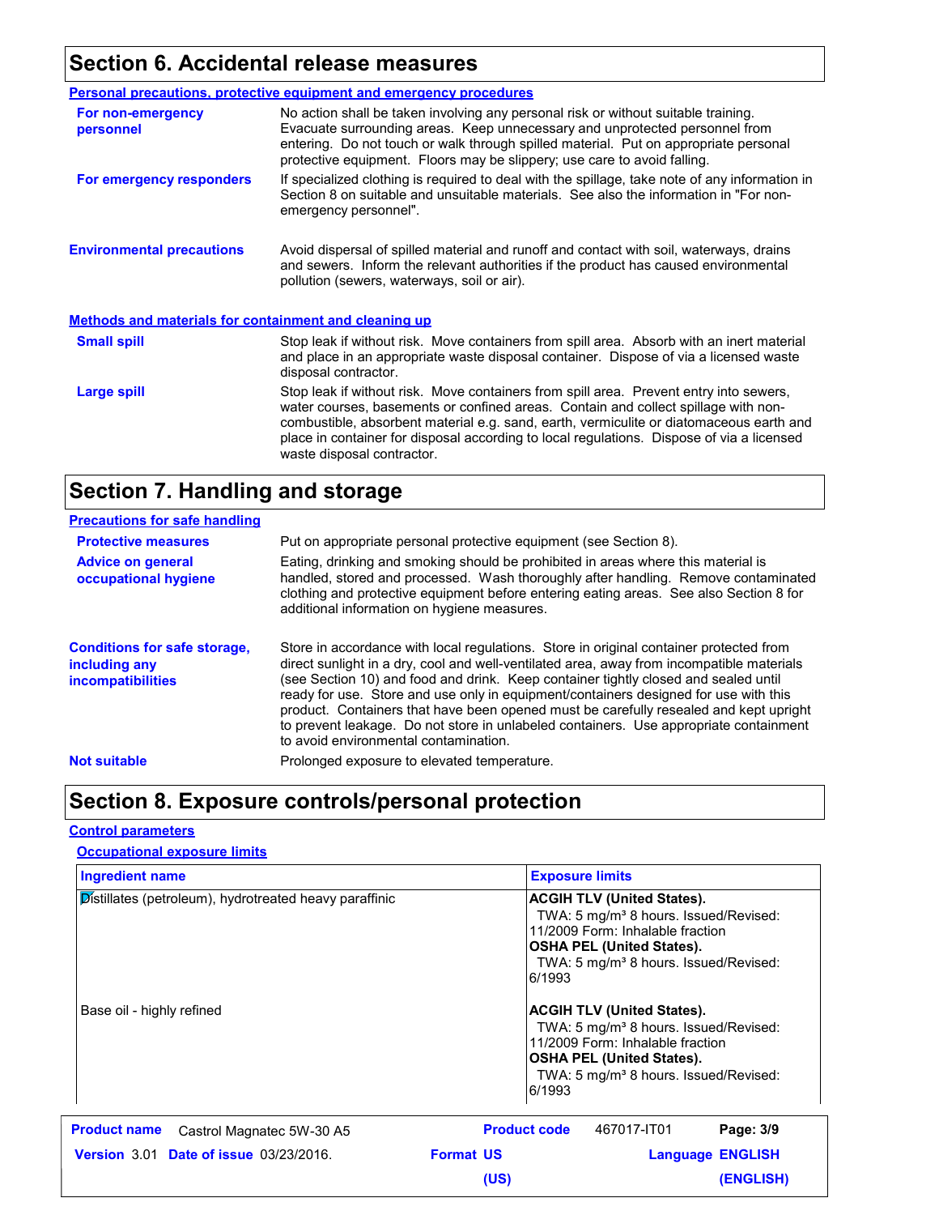## Section 6. Accidental release measures

**Personal precautions, protective equipment and emergency procedures**

**For non-emergency personnel**

No action shall be taken involving any personal risk or without suitable training. Evacuate surrounding areas. Keep unnecessary and unprotected personnel from entering. Do not touch or walk through spilled material. Put on appropriate personal protective equipment. Floors may be slippery; use care to avoid falling.

**For emergency responders**

If specialized clothing is required to deal with the spillage, take note of any information in Section 8 on suitable and unsuitable materials. See also the information in "For non-emergency personnel".

**Environmental precautions**

Avoid dispersal of spilled material and runoff and contact with soil, waterways, drains and sewers. Inform the relevant authorities if the product has caused environmental pollution (sewers, waterways, soil or air).

**Methods and materials for containment and cleaning up**

**Small spill**

Stop leak if without risk. Move containers from spill area. Absorb with an inert material and place in an appropriate waste disposal container. Dispose of via a licensed waste disposal contractor.

**Large spill**

Stop leak if without risk. Move containers from spill area. Prevent entry into sewers, water courses, basements or confined areas. Contain and collect spillage with non-combustible, absorbent material e.g. sand, earth, vermiculite or diatomaceous earth and place in container for disposal according to local regulations. Dispose of via a licensed waste disposal contractor.

## Section 7. Handling and storage

**Precautions for safe handling**

**Protective measures**

Put on appropriate personal protective equipment (see Section 8).

**Advice on general occupational hygiene**

Eating, drinking and smoking should be prohibited in areas where this material is handled, stored and processed. Wash thoroughly after handling. Remove contaminated clothing and protective equipment before entering eating areas. See also Section 8 for additional information on hygiene measures.

**Conditions for safe storage, including any incompatibilities**

Store in accordance with local regulations. Store in original container protected from direct sunlight in a dry, cool and well-ventilated area, away from incompatible materials (see Section 10) and food and drink. Keep container tightly closed and sealed until ready for use. Store and use only in equipment/containers designed for use with this product. Containers that have been opened must be carefully resealed and kept upright to prevent leakage. Do not store in unlabeled containers. Use appropriate containment to avoid environmental contamination.

**Not suitable**

Prolonged exposure to elevated temperature.

## Section 8. Exposure controls/personal protection

**Control parameters**

**Occupational exposure limits**

| Ingredient name | Exposure limits |
|---|---|
| Distillates (petroleum), hydrotreated heavy paraffinic | **ACGIH TLV (United States).** TWA: 5 mg/m³ 8 hours. Issued/Revised: 11/2009 Form: Inhalable fraction **OSHA PEL (United States).** TWA: 5 mg/m³ 8 hours. Issued/Revised: 6/1993 |
| Base oil - highly refined | **ACGIH TLV (United States).** TWA: 5 mg/m³ 8 hours. Issued/Revised: 11/2009 Form: Inhalable fraction **OSHA PEL (United States).** TWA: 5 mg/m³ 8 hours. Issued/Revised: 6/1993 |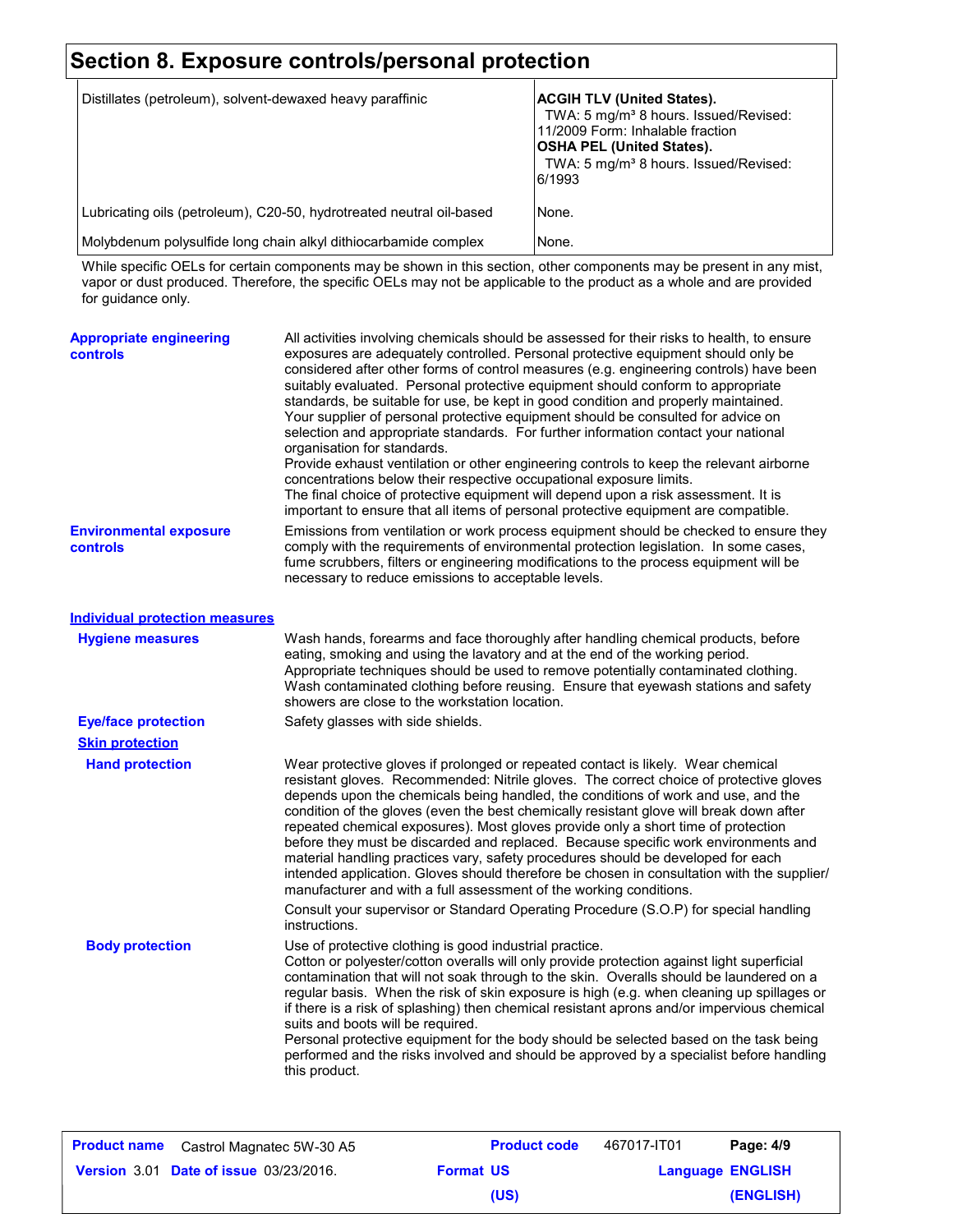# Section 8. Exposure controls/personal protection

| | |
|---|---|
| Distillates (petroleum), solvent-dewaxed heavy paraffinic | **ACGIH TLV (United States).**<br>TWA: 5 mg/m³ 8 hours. Issued/Revised: 11/2009 Form: Inhalable fraction<br>**OSHA PEL (United States).**<br>TWA: 5 mg/m³ 8 hours. Issued/Revised: 6/1993 |
| Lubricating oils (petroleum), C20-50, hydrotreated neutral oil-based | None. |
| Molybdenum polysulfide long chain alkyl dithiocarbamide complex | None. |

While specific OELs for certain components may be shown in this section, other components may be present in any mist, vapor or dust produced. Therefore, the specific OELs may not be applicable to the product as a whole and are provided for guidance only.

**Appropriate engineering controls**

All activities involving chemicals should be assessed for their risks to health, to ensure exposures are adequately controlled. Personal protective equipment should only be considered after other forms of control measures (e.g. engineering controls) have been suitably evaluated. Personal protective equipment should conform to appropriate standards, be suitable for use, be kept in good condition and properly maintained. Your supplier of personal protective equipment should be consulted for advice on selection and appropriate standards. For further information contact your national organisation for standards.
Provide exhaust ventilation or other engineering controls to keep the relevant airborne concentrations below their respective occupational exposure limits.
The final choice of protective equipment will depend upon a risk assessment. It is important to ensure that all items of personal protective equipment are compatible.

**Environmental exposure controls**

Emissions from ventilation or work process equipment should be checked to ensure they comply with the requirements of environmental protection legislation. In some cases, fume scrubbers, filters or engineering modifications to the process equipment will be necessary to reduce emissions to acceptable levels.

## Individual protection measures

**Hygiene measures**

Wash hands, forearms and face thoroughly after handling chemical products, before eating, smoking and using the lavatory and at the end of the working period. Appropriate techniques should be used to remove potentially contaminated clothing. Wash contaminated clothing before reusing. Ensure that eyewash stations and safety showers are close to the workstation location.

**Eye/face protection**

Safety glasses with side shields.

### Skin protection

**Hand protection**

Wear protective gloves if prolonged or repeated contact is likely. Wear chemical resistant gloves. Recommended: Nitrile gloves. The correct choice of protective gloves depends upon the chemicals being handled, the conditions of work and use, and the condition of the gloves (even the best chemically resistant glove will break down after repeated chemical exposures). Most gloves provide only a short time of protection before they must be discarded and replaced. Because specific work environments and material handling practices vary, safety procedures should be developed for each intended application. Gloves should therefore be chosen in consultation with the supplier/manufacturer and with a full assessment of the working conditions.

Consult your supervisor or Standard Operating Procedure (S.O.P) for special handling instructions.

**Body protection**

Use of protective clothing is good industrial practice.
Cotton or polyester/cotton overalls will only provide protection against light superficial contamination that will not soak through to the skin. Overalls should be laundered on a regular basis. When the risk of skin exposure is high (e.g. when cleaning up spillages or if there is a risk of splashing) then chemical resistant aprons and/or impervious chemical suits and boots will be required.
Personal protective equipment for the body should be selected based on the task being performed and the risks involved and should be approved by a specialist before handling this product.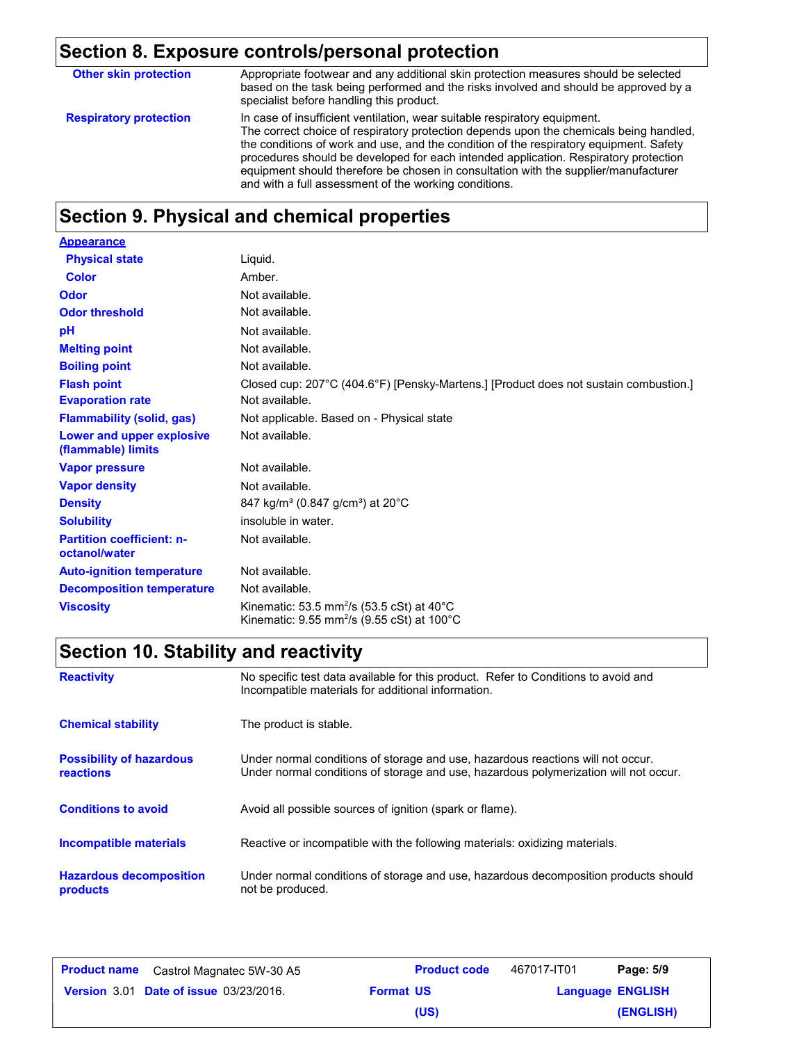## Section 8. Exposure controls/personal protection

| | |
|---|---|
| **Other skin protection** | Appropriate footwear and any additional skin protection measures should be selected based on the task being performed and the risks involved and should be approved by a specialist before handling this product. |
| **Respiratory protection** | In case of insufficient ventilation, wear suitable respiratory equipment. The correct choice of respiratory protection depends upon the chemicals being handled, the conditions of work and use, and the condition of the respiratory equipment. Safety procedures should be developed for each intended application. Respiratory protection equipment should therefore be chosen in consultation with the supplier/manufacturer and with a full assessment of the working conditions. |

## Section 9. Physical and chemical properties

**Appearance**

| | |
|---|---|
| **Physical state** | Liquid. |
| **Color** | Amber. |
| **Odor** | Not available. |
| **Odor threshold** | Not available. |
| **pH** | Not available. |
| **Melting point** | Not available. |
| **Boiling point** | Not available. |
| **Flash point** | Closed cup: 207°C (404.6°F) [Pensky-Martens.] [Product does not sustain combustion.] |
| **Evaporation rate** | Not available. |
| **Flammability (solid, gas)** | Not applicable. Based on - Physical state |
| **Lower and upper explosive (flammable) limits** | Not available. |
| **Vapor pressure** | Not available. |
| **Vapor density** | Not available. |
| **Density** | 847 kg/m³ (0.847 g/cm³) at 20°C |
| **Solubility** | insoluble in water. |
| **Partition coefficient: n-octanol/water** | Not available. |
| **Auto-ignition temperature** | Not available. |
| **Decomposition temperature** | Not available. |
| **Viscosity** | Kinematic: 53.5 $mm^2/s$ (53.5 cSt) at 40°C<br>Kinematic: 9.55 $mm^2/s$ (9.55 cSt) at 100°C |

## Section 10. Stability and reactivity

| | |
|---|---|
| **Reactivity** | No specific test data available for this product. Refer to Conditions to avoid and Incompatible materials for additional information. |
| **Chemical stability** | The product is stable. |
| **Possibility of hazardous reactions** | Under normal conditions of storage and use, hazardous reactions will not occur.<br>Under normal conditions of storage and use, hazardous polymerization will not occur. |
| **Conditions to avoid** | Avoid all possible sources of ignition (spark or flame). |
| **Incompatible materials** | Reactive or incompatible with the following materials: oxidizing materials. |
| **Hazardous decomposition products** | Under normal conditions of storage and use, hazardous decomposition products should not be produced. |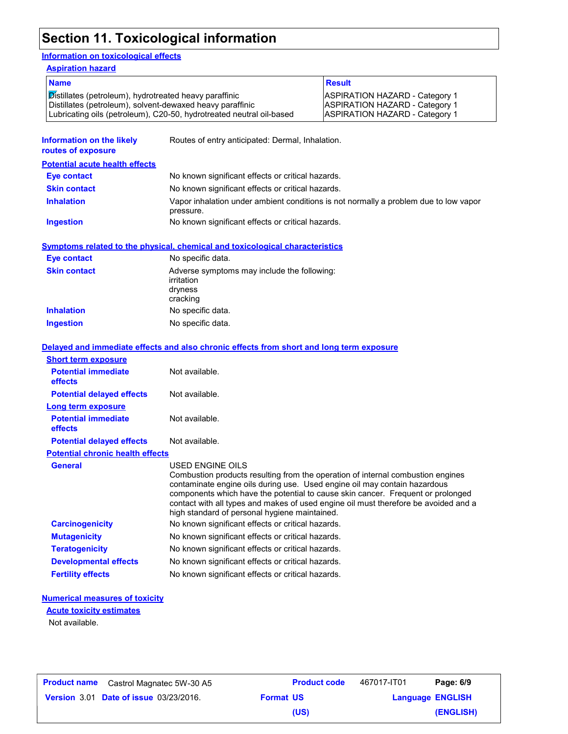# Section 11. Toxicological information

## Information on toxicological effects

### Aspiration hazard

| Name | Result |
|---|---|
| Distillates (petroleum), hydrotreated heavy paraffinic | ASPIRATION HAZARD - Category 1 |
| Distillates (petroleum), solvent-dewaxed heavy paraffinic | ASPIRATION HAZARD - Category 1 |
| Lubricating oils (petroleum), C20-50, hydrotreated neutral oil-based | ASPIRATION HAZARD - Category 1 |

**Information on the likely routes of exposure**: Routes of entry anticipated: Dermal, Inhalation.

### Potential acute health effects

**Eye contact**: No known significant effects or critical hazards.

**Skin contact**: No known significant effects or critical hazards.

**Inhalation**: Vapor inhalation under ambient conditions is not normally a problem due to low vapor pressure.

**Ingestion**: No known significant effects or critical hazards.

### Symptoms related to the physical, chemical and toxicological characteristics

**Eye contact**: No specific data.

**Skin contact**: Adverse symptoms may include the following:
irritation
dryness
cracking

**Inhalation**: No specific data.

**Ingestion**: No specific data.

### Delayed and immediate effects and also chronic effects from short and long term exposure

#### Short term exposure

**Potential immediate effects**: Not available.

**Potential delayed effects**: Not available.

#### Long term exposure

**Potential immediate effects**: Not available.

**Potential delayed effects**: Not available.

#### Potential chronic health effects

**General**: USED ENGINE OILS
Combustion products resulting from the operation of internal combustion engines contaminate engine oils during use. Used engine oil may contain hazardous components which have the potential to cause skin cancer. Frequent or prolonged contact with all types and makes of used engine oil must therefore be avoided and a high standard of personal hygiene maintained.

**Carcinogenicity**: No known significant effects or critical hazards.

**Mutagenicity**: No known significant effects or critical hazards.

**Teratogenicity**: No known significant effects or critical hazards.

**Developmental effects**: No known significant effects or critical hazards.

**Fertility effects**: No known significant effects or critical hazards.

### Numerical measures of toxicity

#### Acute toxicity estimates

Not available.

| Product name | Castrol Magnatec 5W-30 A5 | Product code | 467017-IT01 | Page: 6/9 |
|---|---|---|---|---|
| Version 3.01 | Date of issue 03/23/2016. | Format US (US) | | Language ENGLISH (ENGLISH) |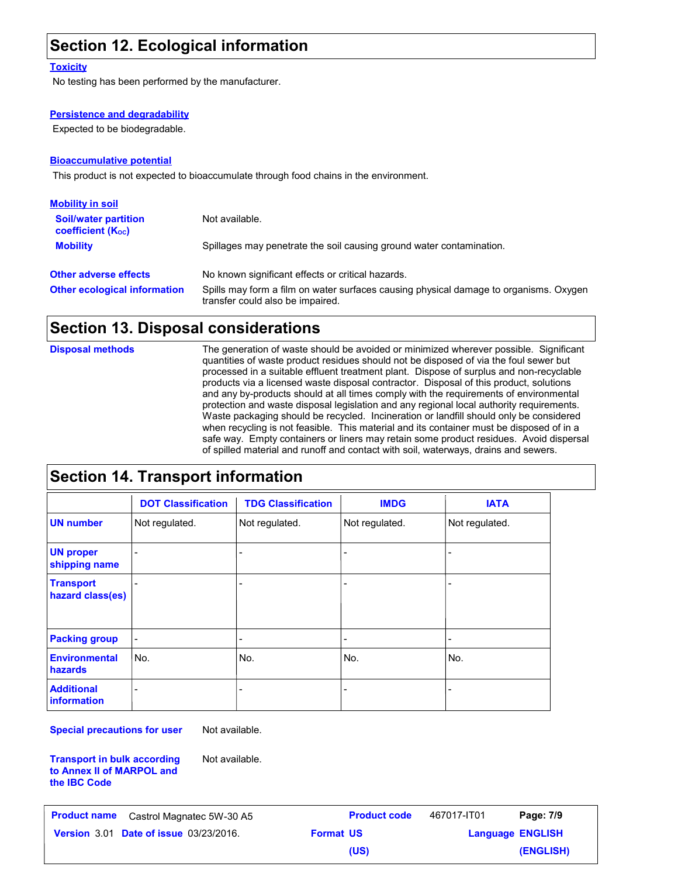## Section 12. Ecological information

### Toxicity

No testing has been performed by the manufacturer.

### Persistence and degradability

Expected to be biodegradable.

### Bioaccumulative potential

This product is not expected to bioaccumulate through food chains in the environment.

### Mobility in soil

**Soil/water partition coefficient ($K_{OC}$)**: Not available.

**Mobility**: Spillages may penetrate the soil causing ground water contamination.

**Other adverse effects**: No known significant effects or critical hazards.

**Other ecological information**: Spills may form a film on water surfaces causing physical damage to organisms. Oxygen transfer could also be impaired.

## Section 13. Disposal considerations

**Disposal methods**: The generation of waste should be avoided or minimized wherever possible. Significant quantities of waste product residues should not be disposed of via the foul sewer but processed in a suitable effluent treatment plant. Dispose of surplus and non-recyclable products via a licensed waste disposal contractor. Disposal of this product, solutions and any by-products should at all times comply with the requirements of environmental protection and waste disposal legislation and any regional local authority requirements. Waste packaging should be recycled. Incineration or landfill should only be considered when recycling is not feasible. This material and its container must be disposed of in a safe way. Empty containers or liners may retain some product residues. Avoid dispersal of spilled material and runoff and contact with soil, waterways, drains and sewers.

## Section 14. Transport information

| | DOT Classification | TDG Classification | IMDG | IATA |
|---|---|---|---|---|
| **UN number** | Not regulated. | Not regulated. | Not regulated. | Not regulated. |
| **UN proper shipping name** | - | - | - | - |
| **Transport hazard class(es)** | - | - | - | - |
| **Packing group** | - | - | - | - |
| **Environmental hazards** | No. | No. | No. | No. |
| **Additional information** | - | - | - | - |

**Special precautions for user**: Not available.

**Transport in bulk according to Annex II of MARPOL and the IBC Code**: Not available.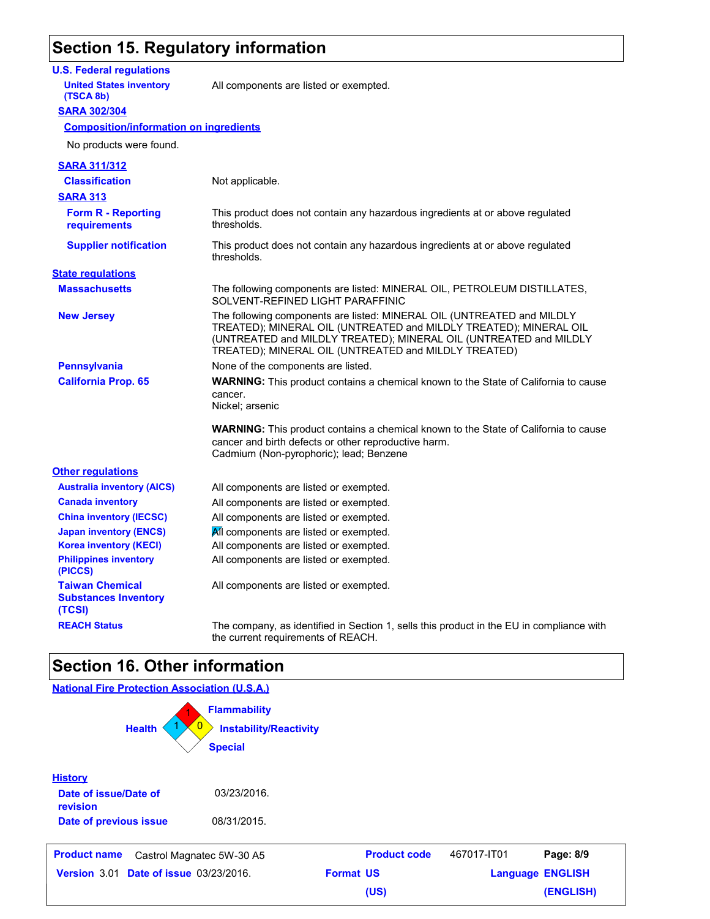## Section 15. Regulatory information

**U.S. Federal regulations**

| | |
|---|---|
| **United States inventory (TSCA 8b)** | All components are listed or exempted. |

**SARA 302/304**

**Composition/information on ingredients**

No products were found.

**SARA 311/312**

| | |
|---|---|
| **Classification** | Not applicable. |

**SARA 313**

| | |
|---|---|
| **Form R - Reporting requirements** | This product does not contain any hazardous ingredients at or above regulated thresholds. |
| **Supplier notification** | This product does not contain any hazardous ingredients at or above regulated thresholds. |

**State regulations**

| | |
|---|---|
| **Massachusetts** | The following components are listed: MINERAL OIL, PETROLEUM DISTILLATES, SOLVENT-REFINED LIGHT PARAFFINIC |
| **New Jersey** | The following components are listed: MINERAL OIL (UNTREATED and MILDLY TREATED); MINERAL OIL (UNTREATED and MILDLY TREATED); MINERAL OIL (UNTREATED and MILDLY TREATED); MINERAL OIL (UNTREATED and MILDLY TREATED); MINERAL OIL (UNTREATED and MILDLY TREATED) |
| **Pennsylvania** | None of the components are listed. |
| **California Prop. 65** | **WARNING:** This product contains a chemical known to the State of California to cause cancer. Nickel; arsenic<br><br>**WARNING:** This product contains a chemical known to the State of California to cause cancer and birth defects or other reproductive harm. Cadmium (Non-pyrophoric); lead; Benzene |

**Other regulations**

| | |
|---|---|
| **Australia inventory (AICS)** | All components are listed or exempted. |
| **Canada inventory** | All components are listed or exempted. |
| **China inventory (IECSC)** | All components are listed or exempted. |
| **Japan inventory (ENCS)** | All components are listed or exempted. |
| **Korea inventory (KECI)** | All components are listed or exempted. |
| **Philippines inventory (PICCS)** | All components are listed or exempted. |
| **Taiwan Chemical Substances Inventory (TCSI)** | All components are listed or exempted. |
| **REACH Status** | The company, as identified in Section 1, sells this product in the EU in compliance with the current requirements of REACH. |

## Section 16. Other information

**National Fire Protection Association (U.S.A.)**

- Health: 1
- Flammability: 1
- Instability/Reactivity: 0
- Special:

**History**

| | |
|---|---|
| **Date of issue/Date of revision** | 03/23/2016. |
| **Date of previous issue** | 08/31/2015. |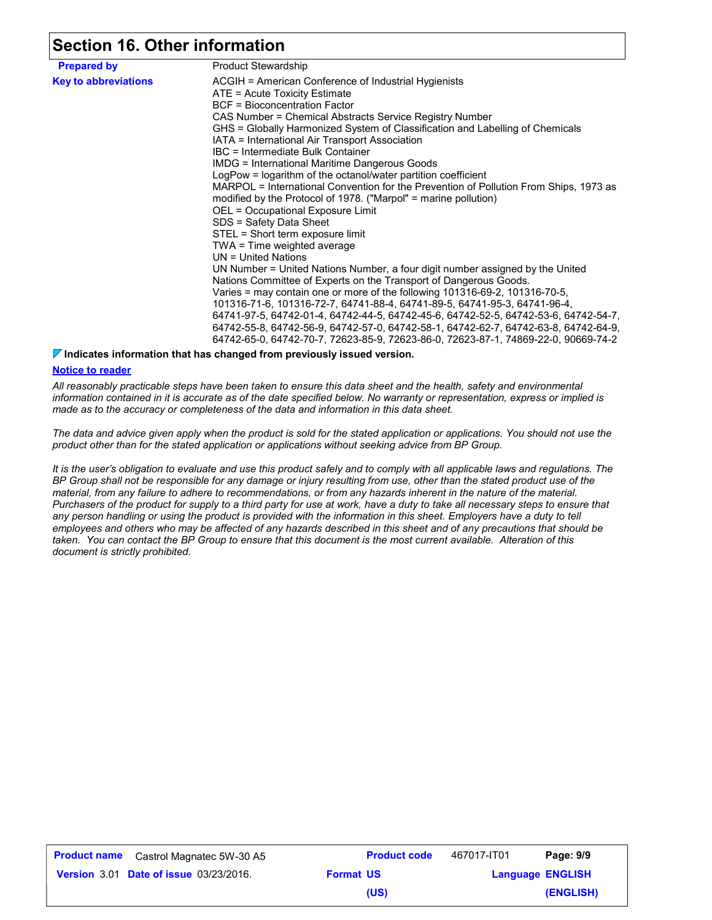## Section 16. Other information

**Prepared by** Product Stewardship

**Key to abbreviations**

ACGIH = American Conference of Industrial Hygienists
ATE = Acute Toxicity Estimate
BCF = Bioconcentration Factor
CAS Number = Chemical Abstracts Service Registry Number
GHS = Globally Harmonized System of Classification and Labelling of Chemicals
IATA = International Air Transport Association
IBC = Intermediate Bulk Container
IMDG = International Maritime Dangerous Goods
LogPow = logarithm of the octanol/water partition coefficient
MARPOL = International Convention for the Prevention of Pollution From Ships, 1973 as modified by the Protocol of 1978. ("Marpol" = marine pollution)
OEL = Occupational Exposure Limit
SDS = Safety Data Sheet
STEL = Short term exposure limit
TWA = Time weighted average
UN = United Nations
UN Number = United Nations Number, a four digit number assigned by the United Nations Committee of Experts on the Transport of Dangerous Goods.
Varies = may contain one or more of the following 101316-69-2, 101316-70-5, 101316-71-6, 101316-72-7, 64741-88-4, 64741-89-5, 64741-95-3, 64741-96-4, 64741-97-5, 64742-01-4, 64742-44-5, 64742-45-6, 64742-52-5, 64742-53-6, 64742-54-7, 64742-55-8, 64742-56-9, 64742-57-0, 64742-58-1, 64742-62-7, 64742-63-8, 64742-64-9, 64742-65-0, 64742-70-7, 72623-85-9, 72623-86-0, 72623-87-1, 74869-22-0, 90669-74-2

**Indicates information that has changed from previously issued version.**

**Notice to reader**

*All reasonably practicable steps have been taken to ensure this data sheet and the health, safety and environmental information contained in it is accurate as of the date specified below. No warranty or representation, express or implied is made as to the accuracy or completeness of the data and information in this data sheet.*

*The data and advice given apply when the product is sold for the stated application or applications. You should not use the product other than for the stated application or applications without seeking advice from BP Group.*

*It is the user's obligation to evaluate and use this product safely and to comply with all applicable laws and regulations. The BP Group shall not be responsible for any damage or injury resulting from use, other than the stated product use of the material, from any failure to adhere to recommendations, or from any hazards inherent in the nature of the material. Purchasers of the product for supply to a third party for use at work, have a duty to take all necessary steps to ensure that any person handling or using the product is provided with the information in this sheet. Employers have a duty to tell employees and others who may be affected of any hazards described in this sheet and of any precautions that should be taken. You can contact the BP Group to ensure that this document is the most current available. Alteration of this document is strictly prohibited.*

| | | | | | |
|---|---|---|---|---|---|
| **Product name** | Castrol Magnatec 5W-30 A5 | **Product code** | 467017-IT01 | | **Page: 9/9** |
| **Version** 3.01 | **Date of issue** 03/23/2016. | **Format** | **US (US)** | **Language** | **ENGLISH (ENGLISH)** |